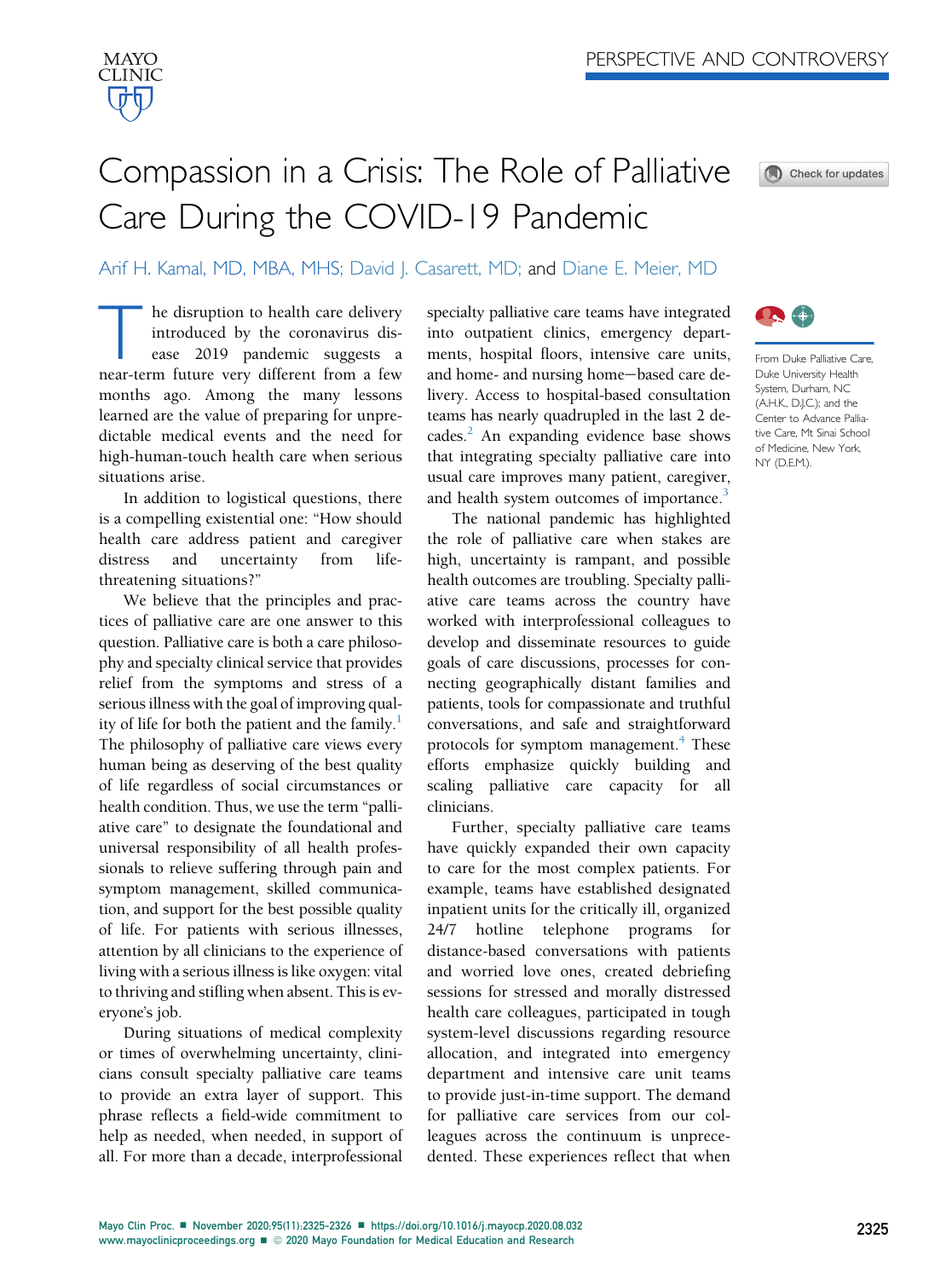# Compassion in a Crisis: The Role of Palliative Care During the COVID-19 Pandemic

Arif H. Kamal, MD, MBA, MHS; David J. Casarett, MD; and Diane E. Meier, MD

From Duke Palliative Care, Duke University Health System, Durham, NC (A.H.K., D.J.C.); and the Center to Advance Palliative Care, Mt Sinai School of Medicine, New York, NY (D.E.M.).

The disruption to health care delivery introduced by the coronavirus disease 2019 pandemic suggests a near-term future very different from a few months ago. Among the many lessons learned are the value of preparing for unpredictable medical events and the need for high-human-touch health care when serious situations arise.

In addition to logistical questions, there is a compelling existential one: "How should health care address patient and caregiver distress and uncertainty from life-threatening situations?"

We believe that the principles and practices of palliative care are one answer to this question. Palliative care is both a care philosophy and specialty clinical service that provides relief from the symptoms and stress of a serious illness with the goal of improving quality of life for both the patient and the family.[1] The philosophy of palliative care views every human being as deserving of the best quality of life regardless of social circumstances or health condition. Thus, we use the term "palliative care" to designate the foundational and universal responsibility of all health professionals to relieve suffering through pain and symptom management, skilled communication, and support for the best possible quality of life. For patients with serious illnesses, attention by all clinicians to the experience of living with a serious illness is like oxygen: vital to thriving and stifling when absent. This is everyone's job.

During situations of medical complexity or times of overwhelming uncertainty, clinicians consult specialty palliative care teams to provide an extra layer of support. This phrase reflects a field-wide commitment to help as needed, when needed, in support of all. For more than a decade, interprofessional specialty palliative care teams have integrated into outpatient clinics, emergency departments, hospital floors, intensive care units, and home- and nursing home–based care delivery. Access to hospital-based consultation teams has nearly quadrupled in the last 2 decades.[2] An expanding evidence base shows that integrating specialty palliative care into usual care improves many patient, caregiver, and health system outcomes of importance.[3]

The national pandemic has highlighted the role of palliative care when stakes are high, uncertainty is rampant, and possible health outcomes are troubling. Specialty palliative care teams across the country have worked with interprofessional colleagues to develop and disseminate resources to guide goals of care discussions, processes for connecting geographically distant families and patients, tools for compassionate and truthful conversations, and safe and straightforward protocols for symptom management.[4] These efforts emphasize quickly building and scaling palliative care capacity for all clinicians.

Further, specialty palliative care teams have quickly expanded their own capacity to care for the most complex patients. For example, teams have established designated inpatient units for the critically ill, organized 24/7 hotline telephone programs for distance-based conversations with patients and worried love ones, created debriefing sessions for stressed and morally distressed health care colleagues, participated in tough system-level discussions regarding resource allocation, and integrated into emergency department and intensive care unit teams to provide just-in-time support. The demand for palliative care services from our colleagues across the continuum is unprecedented. These experiences reflect that when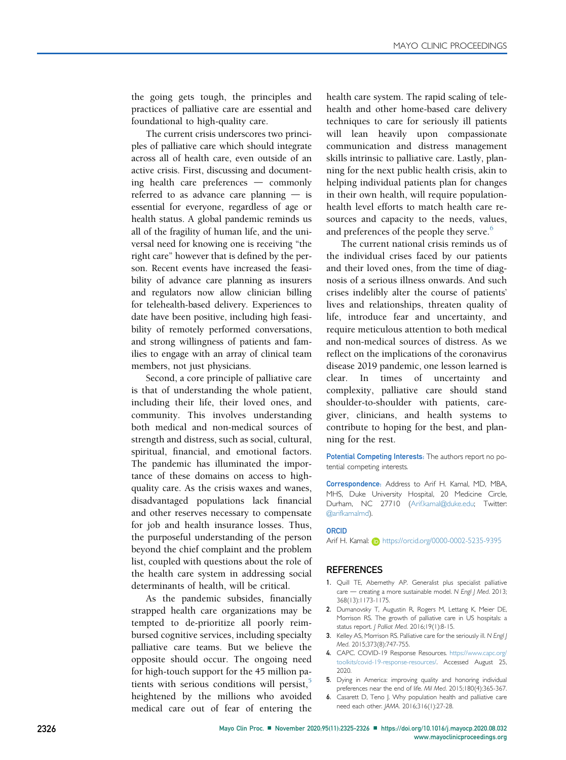the going gets tough, the principles and practices of palliative care are essential and foundational to high-quality care.

The current crisis underscores two principles of palliative care which should integrate across all of health care, even outside of an active crisis. First, discussing and documenting health care preferences — commonly referred to as advance care planning — is essential for everyone, regardless of age or health status. A global pandemic reminds us all of the fragility of human life, and the universal need for knowing one is receiving "the right care" however that is defined by the person. Recent events have increased the feasibility of advance care planning as insurers and regulators now allow clinician billing for telehealth-based delivery. Experiences to date have been positive, including high feasibility of remotely performed conversations, and strong willingness of patients and families to engage with an array of clinical team members, not just physicians.

Second, a core principle of palliative care is that of understanding the whole patient, including their life, their loved ones, and community. This involves understanding both medical and non-medical sources of strength and distress, such as social, cultural, spiritual, financial, and emotional factors. The pandemic has illuminated the importance of these domains on access to high-quality care. As the crisis waxes and wanes, disadvantaged populations lack financial and other reserves necessary to compensate for job and health insurance losses. Thus, the purposeful understanding of the person beyond the chief complaint and the problem list, coupled with questions about the role of the health care system in addressing social determinants of health, will be critical.

As the pandemic subsides, financially strapped health care organizations may be tempted to de-prioritize all poorly reimbursed cognitive services, including specialty palliative care teams. But we believe the opposite should occur. The ongoing need for high-touch support for the 45 million patients with serious conditions will persist,[5] heightened by the millions who avoided medical care out of fear of entering the health care system. The rapid scaling of telehealth and other home-based care delivery techniques to care for seriously ill patients will lean heavily upon compassionate communication and distress management skills intrinsic to palliative care. Lastly, planning for the next public health crisis, akin to helping individual patients plan for changes in their own health, will require population-health level efforts to match health care resources and capacity to the needs, values, and preferences of the people they serve.[6]

The current national crisis reminds us of the individual crises faced by our patients and their loved ones, from the time of diagnosis of a serious illness onwards. And such crises indelibly alter the course of patients' lives and relationships, threaten quality of life, introduce fear and uncertainty, and require meticulous attention to both medical and non-medical sources of distress. As we reflect on the implications of the coronavirus disease 2019 pandemic, one lesson learned is clear. In times of uncertainty and complexity, palliative care should stand shoulder-to-shoulder with patients, caregiver, clinicians, and health systems to contribute to hoping for the best, and planning for the rest.

**Potential Competing Interests:** The authors report no potential competing interests.

**Correspondence:** Address to Arif H. Kamal, MD, MBA, MHS, Duke University Hospital, 20 Medicine Circle, Durham, NC 27710 (Arif.kamal@duke.edu; Twitter: @arifkamalmd).

**ORCID**

Arif H. Kamal: https://orcid.org/0000-0002-5235-9395

## REFERENCES

1. Quill TE, Abernethy AP. Generalist plus specialist palliative care — creating a more sustainable model. *N Engl J Med*. 2013; 368(13):1173-1175.
2. Dumanovsky T, Augustin R, Rogers M, Lettang K, Meier DE, Morrison RS. The growth of palliative care in US hospitals: a status report. *J Palliat Med*. 2016;19(1):8-15.
3. Kelley AS, Morrison RS. Palliative care for the seriously ill. *N Engl J Med*. 2015;373(8):747-755.
4. CAPC. COVID-19 Response Resources. https://www.capc.org/toolkits/covid-19-response-resources/. Accessed August 25, 2020.
5. Dying in America: improving quality and honoring individual preferences near the end of life. *Mil Med*. 2015;180(4):365-367.
6. Casarett D, Teno J. Why population health and palliative care need each other. *JAMA*. 2016;316(1):27-28.